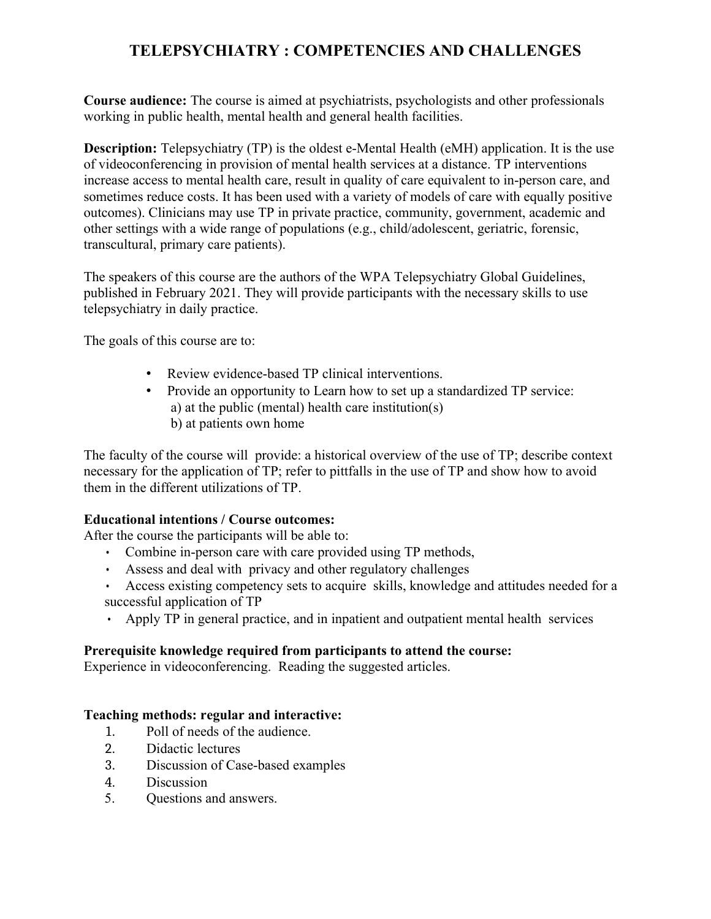# TELEPSYCHIATRY : COMPETENCIES AND CHALLENGES

**Course audience:** The course is aimed at psychiatrists, psychologists and other professionals working in public health, mental health and general health facilities.

**Description:** Telepsychiatry (TP) is the oldest e-Mental Health (eMH) application. It is the use of videoconferencing in provision of mental health services at a distance. TP interventions increase access to mental health care, result in quality of care equivalent to in-person care, and sometimes reduce costs. It has been used with a variety of models of care with equally positive outcomes). Clinicians may use TP in private practice, community, government, academic and other settings with a wide range of populations (e.g., child/adolescent, geriatric, forensic, transcultural, primary care patients).

The speakers of this course are the authors of the WPA Telepsychiatry Global Guidelines, published in February 2021. They will provide participants with the necessary skills to use telepsychiatry in daily practice.

The goals of this course are to:

- Review evidence-based TP clinical interventions.
- Provide an opportunity to Learn how to set up a standardized TP service:
  a) at the public (mental) health care institution(s)
  b) at patients own home

The faculty of the course will provide: a historical overview of the use of TP; describe context necessary for the application of TP; refer to pittfalls in the use of TP and show how to avoid them in the different utilizations of TP.

**Educational intentions / Course outcomes:**

After the course the participants will be able to:

- Combine in-person care with care provided using TP methods,
- Assess and deal with privacy and other regulatory challenges
- Access existing competency sets to acquire skills, knowledge and attitudes needed for a successful application of TP
- Apply TP in general practice, and in inpatient and outpatient mental health services

**Prerequisite knowledge required from participants to attend the course:**

Experience in videoconferencing. Reading the suggested articles.

**Teaching methods: regular and interactive:**

1. Poll of needs of the audience.
2. Didactic lectures
3. Discussion of Case-based examples
4. Discussion
5. Questions and answers.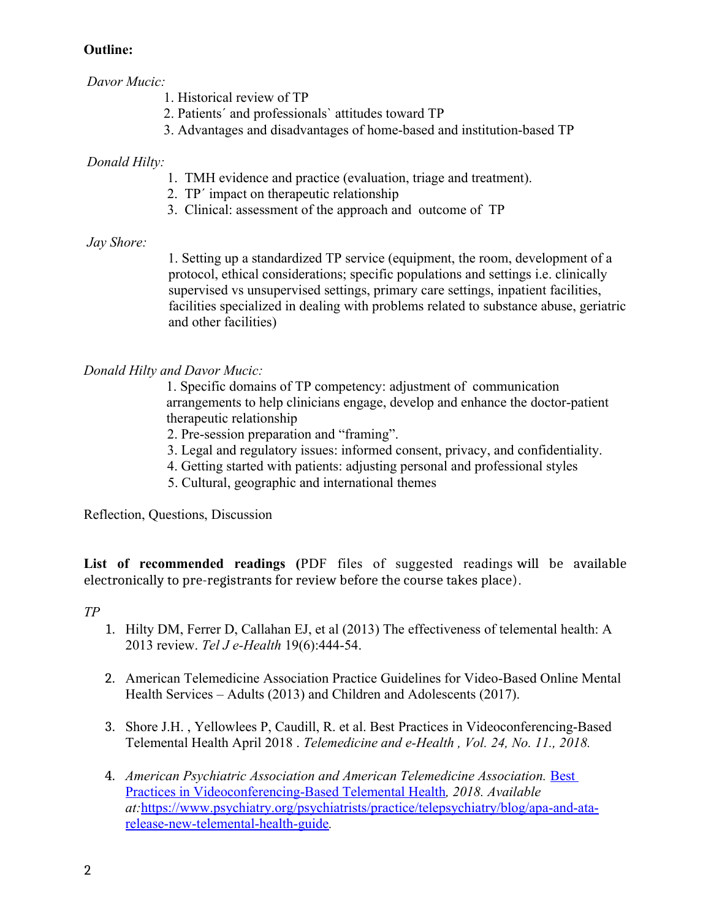**Outline:**

*Davor Mucic:*

1. Historical review of TP
2. Patients´ and professionals` attitudes toward TP
3. Advantages and disadvantages of home-based and institution-based TP

*Donald Hilty:*

1. TMH evidence and practice (evaluation, triage and treatment).
2. TP´ impact on therapeutic relationship
3. Clinical: assessment of the approach and outcome of TP

*Jay Shore:*

1. Setting up a standardized TP service (equipment, the room, development of a protocol, ethical considerations; specific populations and settings i.e. clinically supervised vs unsupervised settings, primary care settings, inpatient facilities, facilities specialized in dealing with problems related to substance abuse, geriatric and other facilities)

*Donald Hilty and Davor Mucic:*

1. Specific domains of TP competency: adjustment of communication arrangements to help clinicians engage, develop and enhance the doctor-patient therapeutic relationship
2. Pre-session preparation and "framing".
3. Legal and regulatory issues: informed consent, privacy, and confidentiality.
4. Getting started with patients: adjusting personal and professional styles
5. Cultural, geographic and international themes

Reflection, Questions, Discussion

**List of recommended readings (**PDF files of suggested readings will be available electronically to pre-registrants for review before the course takes place).

*TP*

1. Hilty DM, Ferrer D, Callahan EJ, et al (2013) The effectiveness of telemental health: A 2013 review. *Tel J e-Health* 19(6):444-54.

2. American Telemedicine Association Practice Guidelines for Video-Based Online Mental Health Services – Adults (2013) and Children and Adolescents (2017).

3. Shore J.H. , Yellowlees P, Caudill, R. et al. Best Practices in Videoconferencing-Based Telemental Health April 2018 . *Telemedicine and e-Health , Vol. 24, No. 11., 2018.*

4. *American Psychiatric Association and American Telemedicine Association.* [Best Practices in Videoconferencing-Based Telemental Health](https://www.psychiatry.org/psychiatrists/practice/telepsychiatry/blog/apa-and-ata-release-new-telemental-health-guide)*, 2018. Available at:*[https://www.psychiatry.org/psychiatrists/practice/telepsychiatry/blog/apa-and-ata-release-new-telemental-health-guide](https://www.psychiatry.org/psychiatrists/practice/telepsychiatry/blog/apa-and-ata-release-new-telemental-health-guide)*.*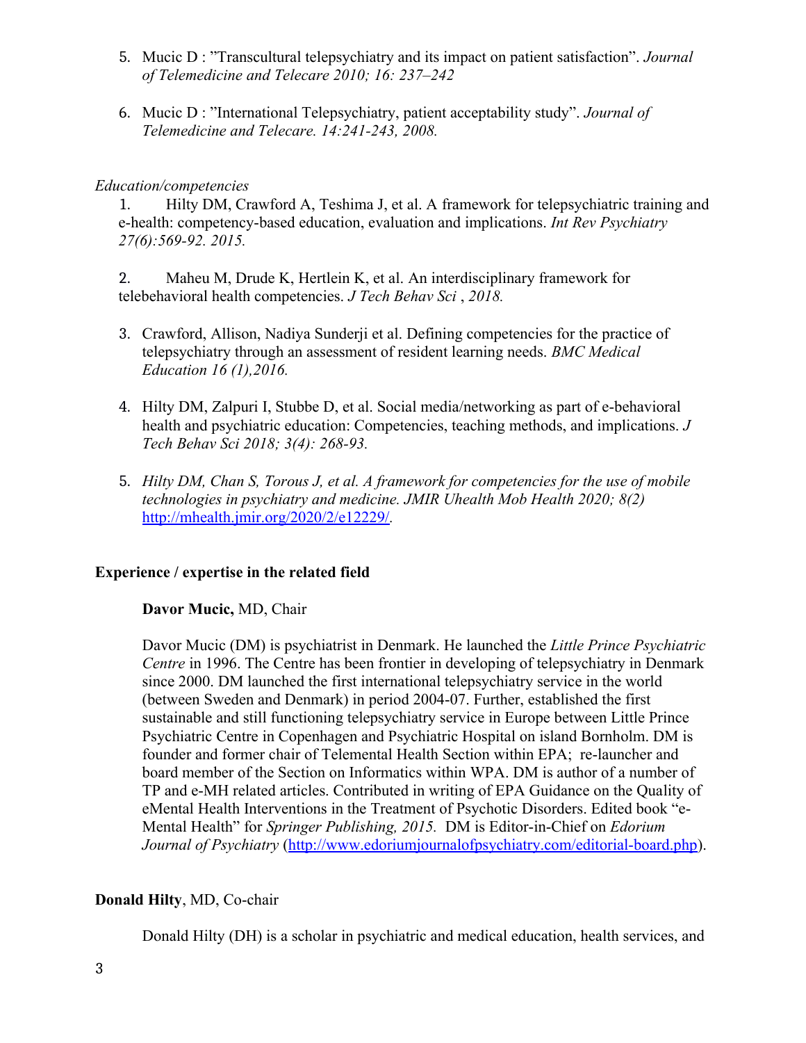5. Mucic D : ”Transcultural telepsychiatry and its impact on patient satisfaction”. *Journal of Telemedicine and Telecare 2010; 16: 237–242*

6. Mucic D : ”International Telepsychiatry, patient acceptability study”. *Journal of Telemedicine and Telecare. 14:241-243, 2008.*

*Education/competencies*

1. Hilty DM, Crawford A, Teshima J, et al. A framework for telepsychiatric training and e-health: competency-based education, evaluation and implications. *Int Rev Psychiatry 27(6):569-92. 2015.*

2. Maheu M, Drude K, Hertlein K, et al. An interdisciplinary framework for telebehavioral health competencies. *J Tech Behav Sci , 2018.*

3. Crawford, Allison, Nadiya Sunderji et al. Defining competencies for the practice of telepsychiatry through an assessment of resident learning needs. *BMC Medical Education 16 (1),2016.*

4. Hilty DM, Zalpuri I, Stubbe D, et al. Social media/networking as part of e-behavioral health and psychiatric education: Competencies, teaching methods, and implications. *J Tech Behav Sci 2018; 3(4): 268-93.*

5. *Hilty DM, Chan S, Torous J, et al. A framework for competencies for the use of mobile technologies in psychiatry and medicine. JMIR Uhealth Mob Health 2020; 8(2)* http://mhealth.jmir.org/2020/2/e12229/.

**Experience / expertise in the related field**

**Davor Mucic,** MD, Chair

Davor Mucic (DM) is psychiatrist in Denmark. He launched the *Little Prince Psychiatric Centre* in 1996. The Centre has been frontier in developing of telepsychiatry in Denmark since 2000. DM launched the first international telepsychiatry service in the world (between Sweden and Denmark) in period 2004-07. Further, established the first sustainable and still functioning telepsychiatry service in Europe between Little Prince Psychiatric Centre in Copenhagen and Psychiatric Hospital on island Bornholm. DM is founder and former chair of Telemental Health Section within EPA; re-launcher and board member of the Section on Informatics within WPA. DM is author of a number of TP and e-MH related articles. Contributed in writing of EPA Guidance on the Quality of eMental Health Interventions in the Treatment of Psychotic Disorders. Edited book "e-Mental Health" for *Springer Publishing, 2015.* DM is Editor-in-Chief on *Edorium Journal of Psychiatry* (http://www.edoriumjournalofpsychiatry.com/editorial-board.php).

**Donald Hilty**, MD, Co-chair

Donald Hilty (DH) is a scholar in psychiatric and medical education, health services, and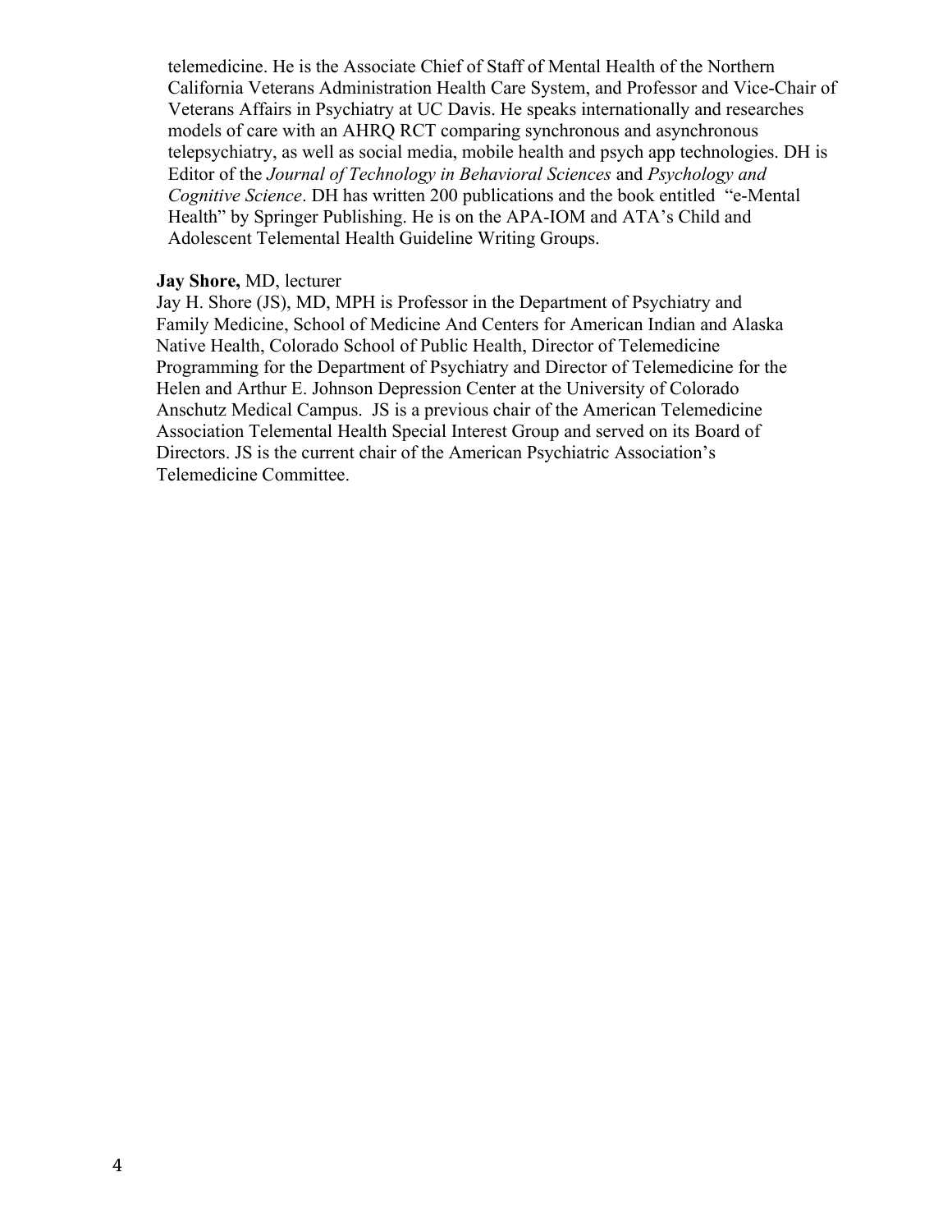telemedicine. He is the Associate Chief of Staff of Mental Health of the Northern California Veterans Administration Health Care System, and Professor and Vice-Chair of Veterans Affairs in Psychiatry at UC Davis. He speaks internationally and researches models of care with an AHRQ RCT comparing synchronous and asynchronous telepsychiatry, as well as social media, mobile health and psych app technologies. DH is Editor of the *Journal of Technology in Behavioral Sciences* and *Psychology and Cognitive Science*. DH has written 200 publications and the book entitled "e-Mental Health" by Springer Publishing. He is on the APA-IOM and ATA's Child and Adolescent Telemental Health Guideline Writing Groups.

**Jay Shore,** MD, lecturer

Jay H. Shore (JS), MD, MPH is Professor in the Department of Psychiatry and Family Medicine, School of Medicine And Centers for American Indian and Alaska Native Health, Colorado School of Public Health, Director of Telemedicine Programming for the Department of Psychiatry and Director of Telemedicine for the Helen and Arthur E. Johnson Depression Center at the University of Colorado Anschutz Medical Campus. JS is a previous chair of the American Telemedicine Association Telemental Health Special Interest Group and served on its Board of Directors. JS is the current chair of the American Psychiatric Association's Telemedicine Committee.